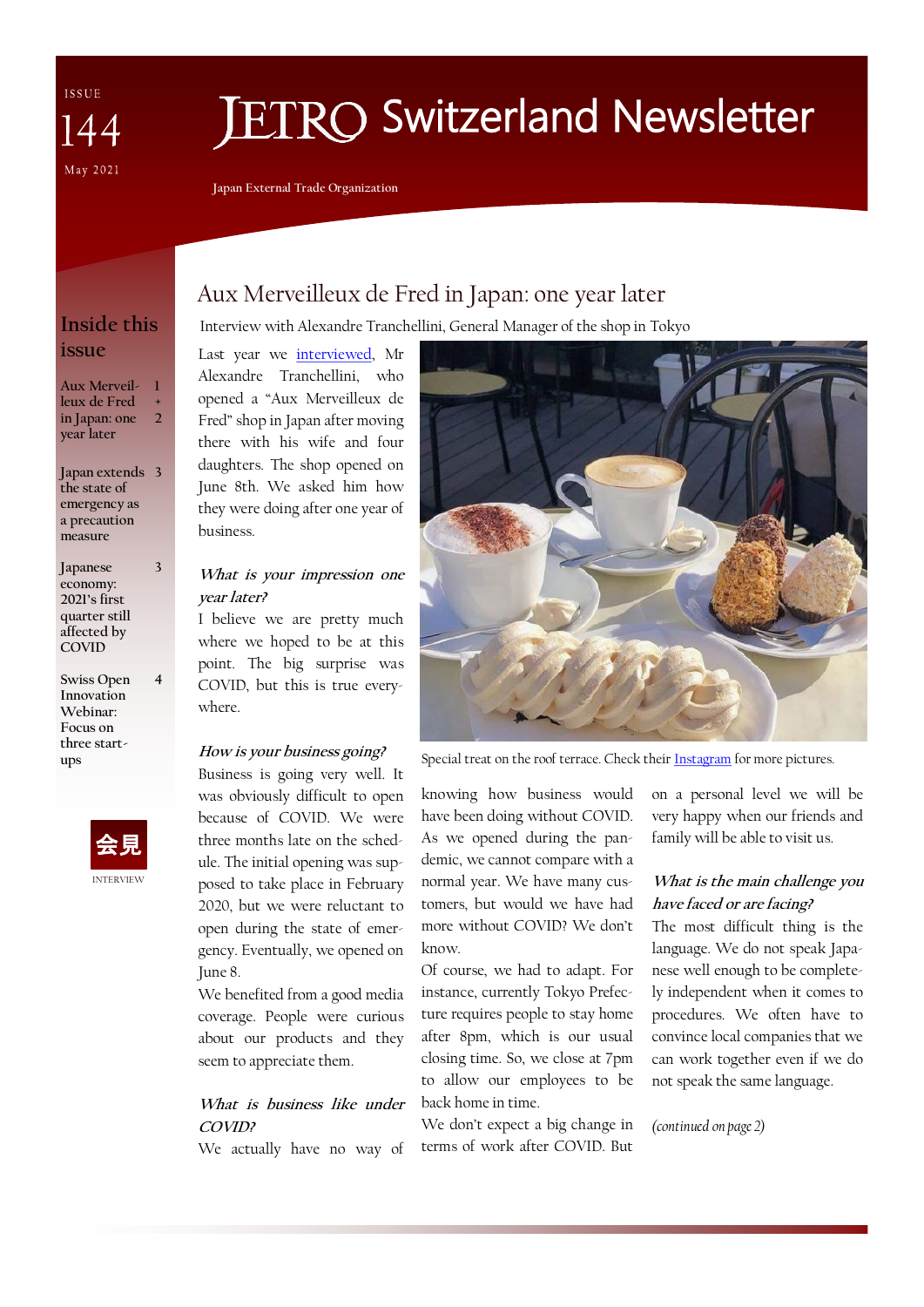ISSUE 144 May 2021

# JETRO Switzerland Newsletter

Japan External Trade Organization

## Inside this issue

| | |
|---|---|
| Aux Merveilleux de Fred in Japan: one year later | 1 + 2 |
| Japan extends the state of emergency as a precaution measure | 3 |
| Japanese economy: 2021's first quarter still affected by COVID | 3 |
| Swiss Open Innovation Webinar: Focus on three start-ups | 4 |

会見

INTERVIEW

## Aux Merveilleux de Fred in Japan: one year later

Interview with Alexandre Tranchellini, General Manager of the shop in Tokyo

Last year we interviewed, Mr Alexandre Tranchellini, who opened a "Aux Merveilleux de Fred" shop in Japan after moving there with his wife and four daughters. The shop opened on June 8th. We asked him how they were doing after one year of business.

***What is your impression one year later?***

I believe we are pretty much where we hoped to be at this point. The big surprise was COVID, but this is true everywhere.

***How is your business going?***

Business is going very well. It was obviously difficult to open because of COVID. We were three months late on the schedule. The initial opening was supposed to take place in February 2020, but we were reluctant to open during the state of emergency. Eventually, we opened on June 8.

We benefited from a good media coverage. People were curious about our products and they seem to appreciate them.

***What is business like under COVID?***

We actually have no way of knowing how business would have been doing without COVID. As we opened during the pandemic, we cannot compare with a normal year. We have many customers, but would we have had more without COVID? We don't know.

Of course, we had to adapt. For instance, currently Tokyo Prefecture requires people to stay home after 8pm, which is our usual closing time. So, we close at 7pm to allow our employees to be back home in time.

We don't expect a big change in terms of work after COVID. But on a personal level we will be very happy when our friends and family will be able to visit us.

***What is the main challenge you have faced or are facing?***

The most difficult thing is the language. We do not speak Japanese well enough to be completely independent when it comes to procedures. We often have to convince local companies that we can work together even if we do not speak the same language.

*(continued on page 2)*

Special treat on the roof terrace. Check their Instagram for more pictures.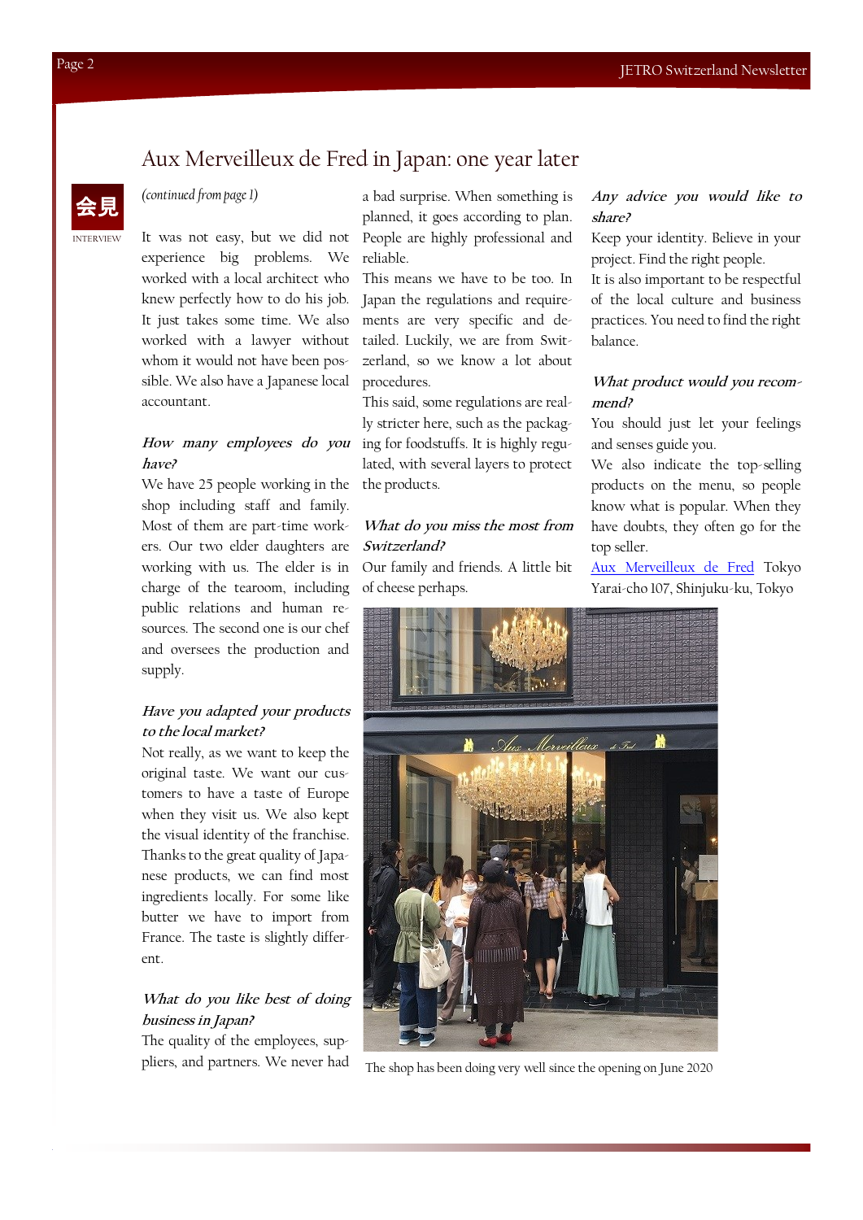# Aux Merveilleux de Fred in Japan: one year later

会見

INTERVIEW

*(continued from page 1)*

It was not easy, but we did not experience big problems. We worked with a local architect who knew perfectly how to do his job. It just takes some time. We also worked with a lawyer without whom it would not have been possible. We also have a Japanese local accountant.

***How many employees do you have?***

We have 25 people working in the shop including staff and family. Most of them are part-time workers. Our two elder daughters are working with us. The elder is in charge of the tearoom, including public relations and human resources. The second one is our chef and oversees the production and supply.

***Have you adapted your products to the local market?***

Not really, as we want to keep the original taste. We want our customers to have a taste of Europe when they visit us. We also kept the visual identity of the franchise. Thanks to the great quality of Japanese products, we can find most ingredients locally. For some like butter we have to import from France. The taste is slightly different.

***What do you like best of doing business in Japan?***

The quality of the employees, suppliers, and partners. We never had a bad surprise. When something is planned, it goes according to plan. People are highly professional and reliable.

This means we have to be too. In Japan the regulations and requirements are very specific and detailed. Luckily, we are from Switzerland, so we know a lot about procedures.

This said, some regulations are really stricter here, such as the packaging for foodstuffs. It is highly regulated, with several layers to protect the products.

***What do you miss the most from Switzerland?***

Our family and friends. A little bit of cheese perhaps.

***Any advice you would like to share?***

Keep your identity. Believe in your project. Find the right people.

It is also important to be respectful of the local culture and business practices. You need to find the right balance.

***What product would you recommend?***

You should just let your feelings and senses guide you.

We also indicate the top-selling products on the menu, so people know what is popular. When they have doubts, they often go for the top seller.

Aux Merveilleux de Fred Tokyo
Yarai-cho 107, Shinjuku-ku, Tokyo

The shop has been doing very well since the opening on June 2020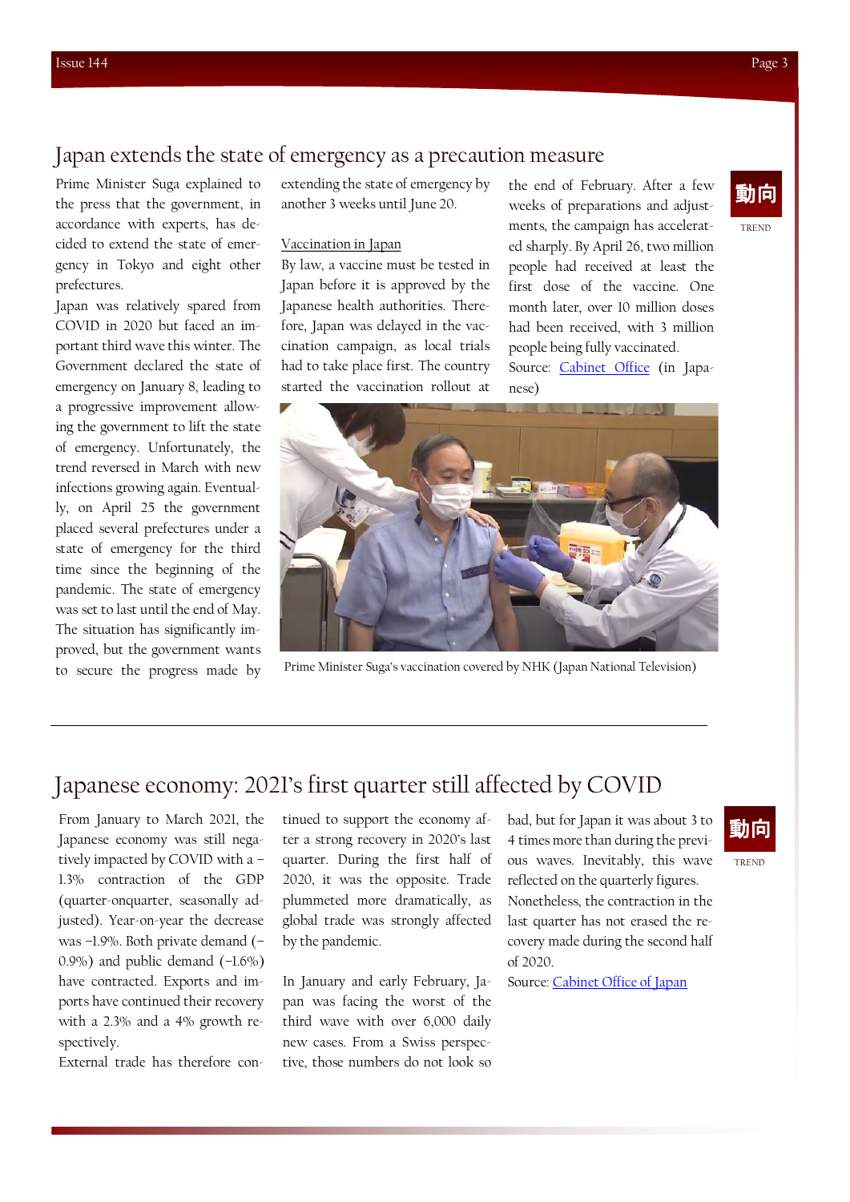# Japan extends the state of emergency as a precaution measure

動向 TREND

Prime Minister Suga explained to the press that the government, in accordance with experts, has decided to extend the state of emergency in Tokyo and eight other prefectures.

Japan was relatively spared from COVID in 2020 but faced an important third wave this winter. The Government declared the state of emergency on January 8, leading to a progressive improvement allowing the government to lift the state of emergency. Unfortunately, the trend reversed in March with new infections growing again. Eventually, on April 25 the government placed several prefectures under a state of emergency for the third time since the beginning of the pandemic. The state of emergency was set to last until the end of May. The situation has significantly improved, but the government wants to secure the progress made by extending the state of emergency by another 3 weeks until June 20.

## Vaccination in Japan

By law, a vaccine must be tested in Japan before it is approved by the Japanese health authorities. Therefore, Japan was delayed in the vaccination campaign, as local trials had to take place first. The country started the vaccination rollout at the end of February. After a few weeks of preparations and adjustments, the campaign has accelerated sharply. By April 26, two million people had received at least the first dose of the vaccine. One month later, over 10 million doses had been received, with 3 million people being fully vaccinated.

Source: [Cabinet Office](#) (in Japanese)

Prime Minister Suga's vaccination covered by NHK (Japan National Television)

# Japanese economy: 2021's first quarter still affected by COVID

動向 TREND

From January to March 2021, the Japanese economy was still negatively impacted by COVID with a −1.3% contraction of the GDP (quarter-onquarter, seasonally adjusted). Year-on-year the decrease was −1.9%. Both private demand (−0.9%) and public demand (−1.6%) have contracted. Exports and imports have continued their recovery with a 2.3% and a 4% growth respectively.

External trade has therefore continued to support the economy after a strong recovery in 2020's last quarter. During the first half of 2020, it was the opposite. Trade plummeted more dramatically, as global trade was strongly affected by the pandemic.

In January and early February, Japan was facing the worst of the third wave with over 6,000 daily new cases. From a Swiss perspective, those numbers do not look so bad, but for Japan it was about 3 to 4 times more than during the previous waves. Inevitably, this wave reflected on the quarterly figures. Nonetheless, the contraction in the last quarter has not erased the recovery made during the second half of 2020.

Source: [Cabinet Office of Japan](#)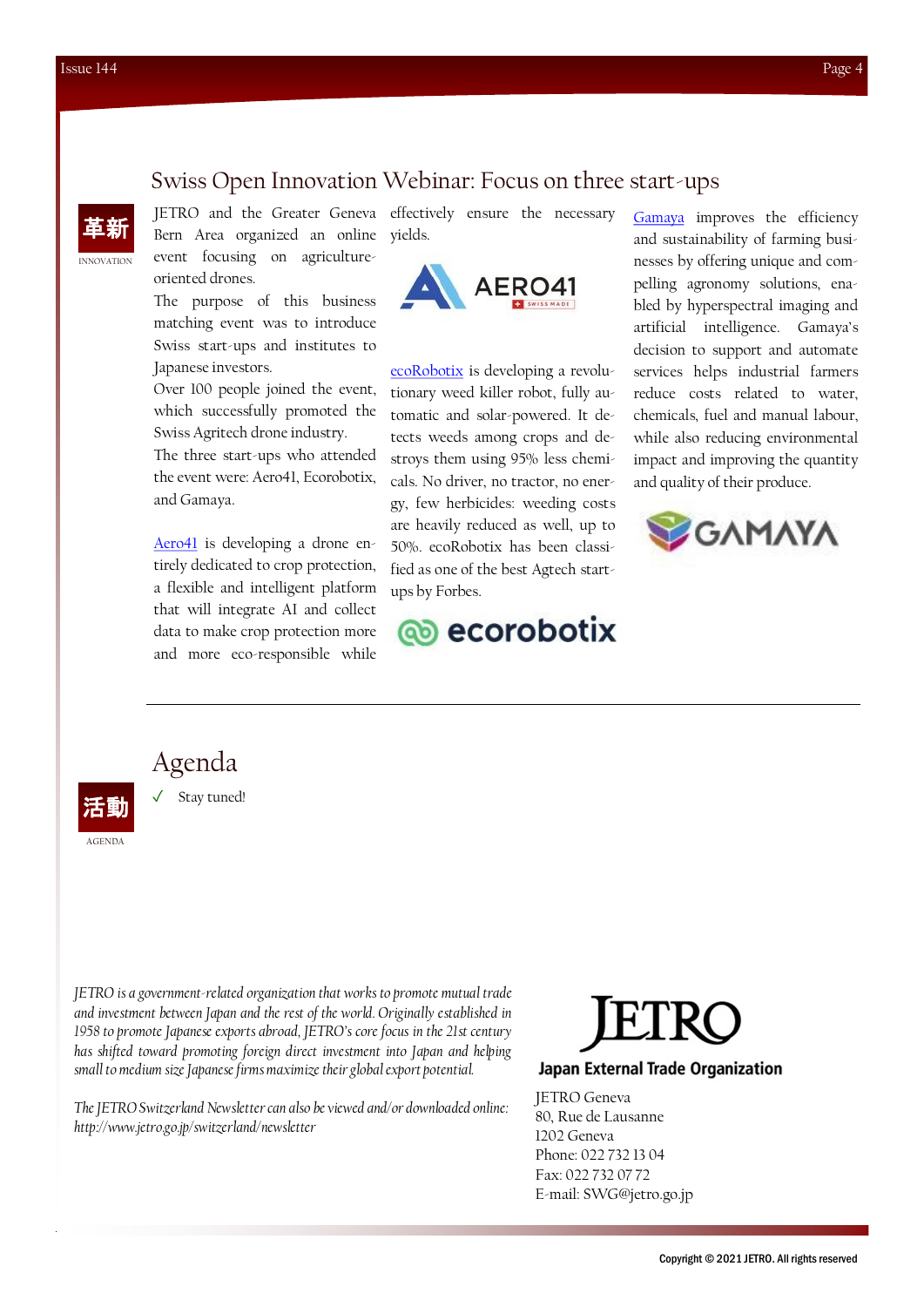## Swiss Open Innovation Webinar: Focus on three start-ups

革新
INNOVATION

JETRO and the Greater Geneva Bern Area organized an online event focusing on agriculture-oriented drones.

The purpose of this business matching event was to introduce Swiss start-ups and institutes to Japanese investors.

Over 100 people joined the event, which successfully promoted the Swiss Agritech drone industry.

The three start-ups who attended the event were: Aero41, Ecorobotix, and Gamaya.

Aero41 is developing a drone entirely dedicated to crop protection, a flexible and intelligent platform that will integrate AI and collect data to make crop protection more and more eco-responsible while effectively ensure the necessary yields.

ecoRobotix is developing a revolutionary weed killer robot, fully automatic and solar-powered. It detects weeds among crops and destroys them using 95% less chemicals. No driver, no tractor, no energy, few herbicides: weeding costs are heavily reduced as well, up to 50%. ecoRobotix has been classified as one of the best Agtech start-ups by Forbes.

Gamaya improves the efficiency and sustainability of farming businesses by offering unique and compelling agronomy solutions, enabled by hyperspectral imaging and artificial intelligence. Gamaya's decision to support and automate services helps industrial farmers reduce costs related to water, chemicals, fuel and manual labour, while also reducing environmental impact and improving the quantity and quality of their produce.

---

## Agenda

活動
AGENDA

- ✓ Stay tuned!

*JETRO is a government-related organization that works to promote mutual trade and investment between Japan and the rest of the world. Originally established in 1958 to promote Japanese exports abroad, JETRO's core focus in the 21st century has shifted toward promoting foreign direct investment into Japan and helping small to medium size Japanese firms maximize their global export potential.*

*The JETRO Switzerland Newsletter can also be viewed and/or downloaded online: http://www.jetro.go.jp/switzerland/newsletter*

JETRO
Japan External Trade Organization

JETRO Geneva
80, Rue de Lausanne
1202 Geneva
Phone: 022 732 13 04
Fax: 022 732 07 72
E-mail: SWG@jetro.go.jp

Copyright © 2021 JETRO. All rights reserved